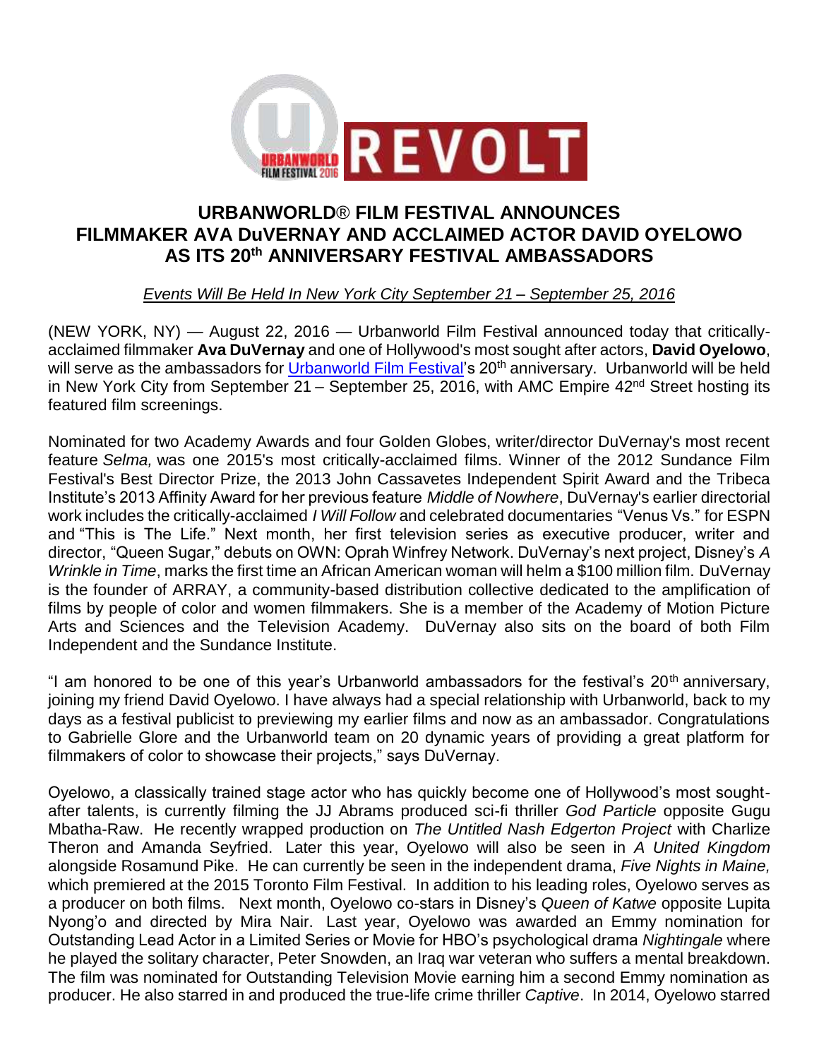# URBANWORLD® FILM FESTIVAL ANNOUNCES FILMMAKER AVA DuVERNAY AND ACCLAIMED ACTOR DAVID OYELOWO AS ITS 20th ANNIVERSARY FESTIVAL AMBASSADORS

*Events Will Be Held In New York City September 21 – September 25, 2016*

(NEW YORK, NY) — August 22, 2016 — Urbanworld Film Festival announced today that critically-acclaimed filmmaker **Ava DuVernay** and one of Hollywood's most sought after actors, **David Oyelowo**, will serve as the ambassadors for Urbanworld Film Festival's 20th anniversary. Urbanworld will be held in New York City from September 21 – September 25, 2016, with AMC Empire 42nd Street hosting its featured film screenings.

Nominated for two Academy Awards and four Golden Globes, writer/director DuVernay's most recent feature *Selma,* was one 2015's most critically-acclaimed films. Winner of the 2012 Sundance Film Festival's Best Director Prize, the 2013 John Cassavetes Independent Spirit Award and the Tribeca Institute's 2013 Affinity Award for her previous feature *Middle of Nowhere*, DuVernay's earlier directorial work includes the critically-acclaimed *I Will Follow* and celebrated documentaries "Venus Vs." for ESPN and "This is The Life." Next month, her first television series as executive producer, writer and director, "Queen Sugar," debuts on OWN: Oprah Winfrey Network. DuVernay's next project, Disney's *A Wrinkle in Time*, marks the first time an African American woman will helm a $100 million film. DuVernay is the founder of ARRAY, a community-based distribution collective dedicated to the amplification of films by people of color and women filmmakers. She is a member of the Academy of Motion Picture Arts and Sciences and the Television Academy. DuVernay also sits on the board of both Film Independent and the Sundance Institute.

"I am honored to be one of this year's Urbanworld ambassadors for the festival's 20th anniversary, joining my friend David Oyelowo. I have always had a special relationship with Urbanworld, back to my days as a festival publicist to previewing my earlier films and now as an ambassador. Congratulations to Gabrielle Glore and the Urbanworld team on 20 dynamic years of providing a great platform for filmmakers of color to showcase their projects," says DuVernay.

Oyelowo, a classically trained stage actor who has quickly become one of Hollywood's most sought-after talents, is currently filming the JJ Abrams produced sci-fi thriller *God Particle* opposite Gugu Mbatha-Raw. He recently wrapped production on *The Untitled Nash Edgerton Project* with Charlize Theron and Amanda Seyfried. Later this year, Oyelowo will also be seen in *A United Kingdom* alongside Rosamund Pike. He can currently be seen in the independent drama, *Five Nights in Maine,* which premiered at the 2015 Toronto Film Festival. In addition to his leading roles, Oyelowo serves as a producer on both films. Next month, Oyelowo co-stars in Disney's *Queen of Katwe* opposite Lupita Nyong'o and directed by Mira Nair. Last year, Oyelowo was awarded an Emmy nomination for Outstanding Lead Actor in a Limited Series or Movie for HBO's psychological drama *Nightingale* where he played the solitary character, Peter Snowden, an Iraq war veteran who suffers a mental breakdown. The film was nominated for Outstanding Television Movie earning him a second Emmy nomination as producer. He also starred in and produced the true-life crime thriller *Captive*. In 2014, Oyelowo starred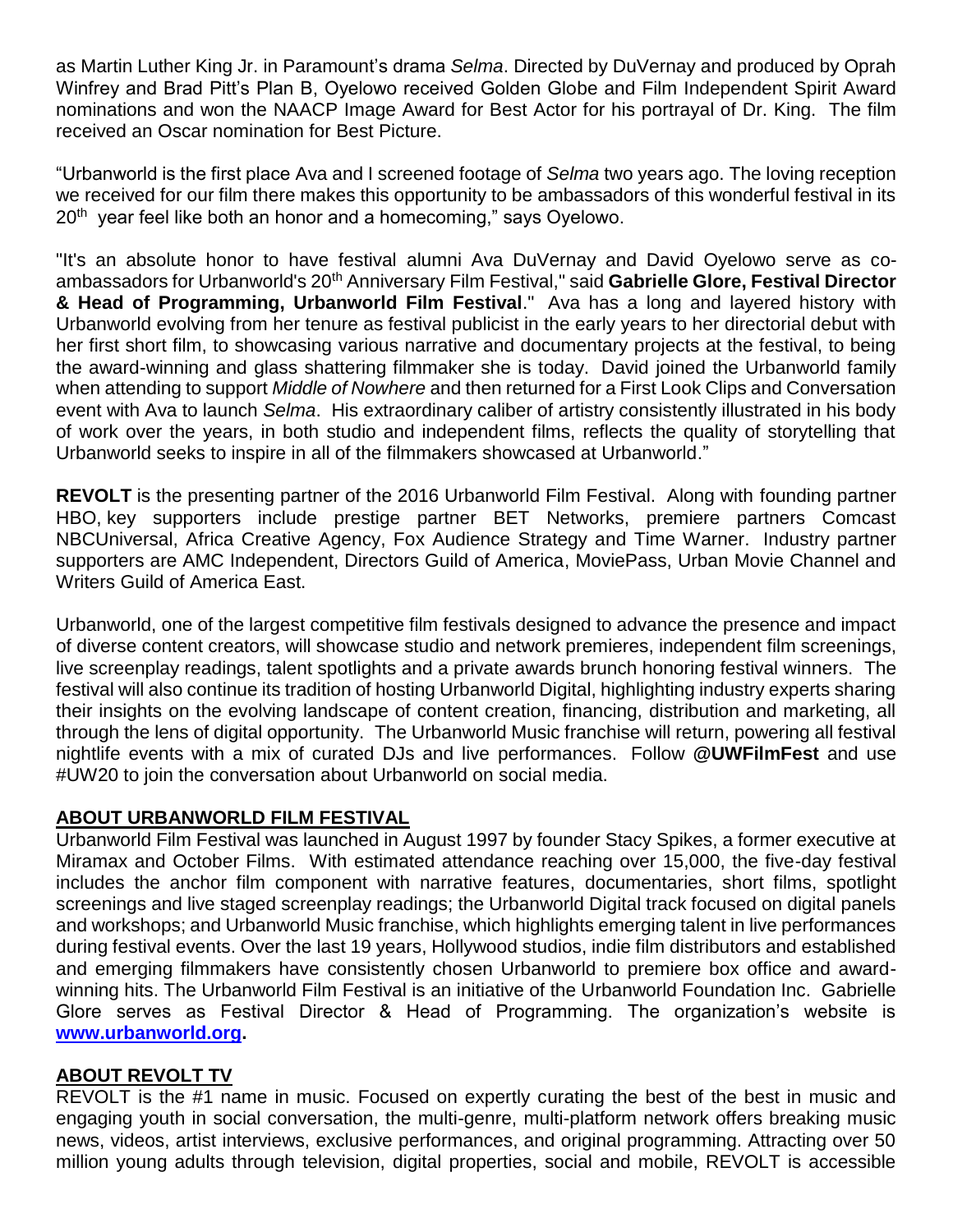as Martin Luther King Jr. in Paramount's drama *Selma*. Directed by DuVernay and produced by Oprah Winfrey and Brad Pitt's Plan B, Oyelowo received Golden Globe and Film Independent Spirit Award nominations and won the NAACP Image Award for Best Actor for his portrayal of Dr. King. The film received an Oscar nomination for Best Picture.

"Urbanworld is the first place Ava and I screened footage of *Selma* two years ago. The loving reception we received for our film there makes this opportunity to be ambassadors of this wonderful festival in its 20th year feel like both an honor and a homecoming," says Oyelowo.

"It's an absolute honor to have festival alumni Ava DuVernay and David Oyelowo serve as co-ambassadors for Urbanworld's 20th Anniversary Film Festival," said **Gabrielle Glore, Festival Director & Head of Programming, Urbanworld Film Festival**." Ava has a long and layered history with Urbanworld evolving from her tenure as festival publicist in the early years to her directorial debut with her first short film, to showcasing various narrative and documentary projects at the festival, to being the award-winning and glass shattering filmmaker she is today. David joined the Urbanworld family when attending to support *Middle of Nowhere* and then returned for a First Look Clips and Conversation event with Ava to launch *Selma*. His extraordinary caliber of artistry consistently illustrated in his body of work over the years, in both studio and independent films, reflects the quality of storytelling that Urbanworld seeks to inspire in all of the filmmakers showcased at Urbanworld."

**REVOLT** is the presenting partner of the 2016 Urbanworld Film Festival. Along with founding partner HBO, key supporters include prestige partner BET Networks, premiere partners Comcast NBCUniversal, Africa Creative Agency, Fox Audience Strategy and Time Warner. Industry partner supporters are AMC Independent, Directors Guild of America, MoviePass, Urban Movie Channel and Writers Guild of America East.

Urbanworld, one of the largest competitive film festivals designed to advance the presence and impact of diverse content creators, will showcase studio and network premieres, independent film screenings, live screenplay readings, talent spotlights and a private awards brunch honoring festival winners. The festival will also continue its tradition of hosting Urbanworld Digital, highlighting industry experts sharing their insights on the evolving landscape of content creation, financing, distribution and marketing, all through the lens of digital opportunity. The Urbanworld Music franchise will return, powering all festival nightlife events with a mix of curated DJs and live performances. Follow **@UWFilmFest** and use #UW20 to join the conversation about Urbanworld on social media.

## ABOUT URBANWORLD FILM FESTIVAL

Urbanworld Film Festival was launched in August 1997 by founder Stacy Spikes, a former executive at Miramax and October Films. With estimated attendance reaching over 15,000, the five-day festival includes the anchor film component with narrative features, documentaries, short films, spotlight screenings and live staged screenplay readings; the Urbanworld Digital track focused on digital panels and workshops; and Urbanworld Music franchise, which highlights emerging talent in live performances during festival events. Over the last 19 years, Hollywood studios, indie film distributors and established and emerging filmmakers have consistently chosen Urbanworld to premiere box office and award-winning hits. The Urbanworld Film Festival is an initiative of the Urbanworld Foundation Inc. Gabrielle Glore serves as Festival Director & Head of Programming. The organization's website is **[www.urbanworld.org](http://www.urbanworld.org).**

## ABOUT REVOLT TV

REVOLT is the #1 name in music. Focused on expertly curating the best of the best in music and engaging youth in social conversation, the multi-genre, multi-platform network offers breaking music news, videos, artist interviews, exclusive performances, and original programming. Attracting over 50 million young adults through television, digital properties, social and mobile, REVOLT is accessible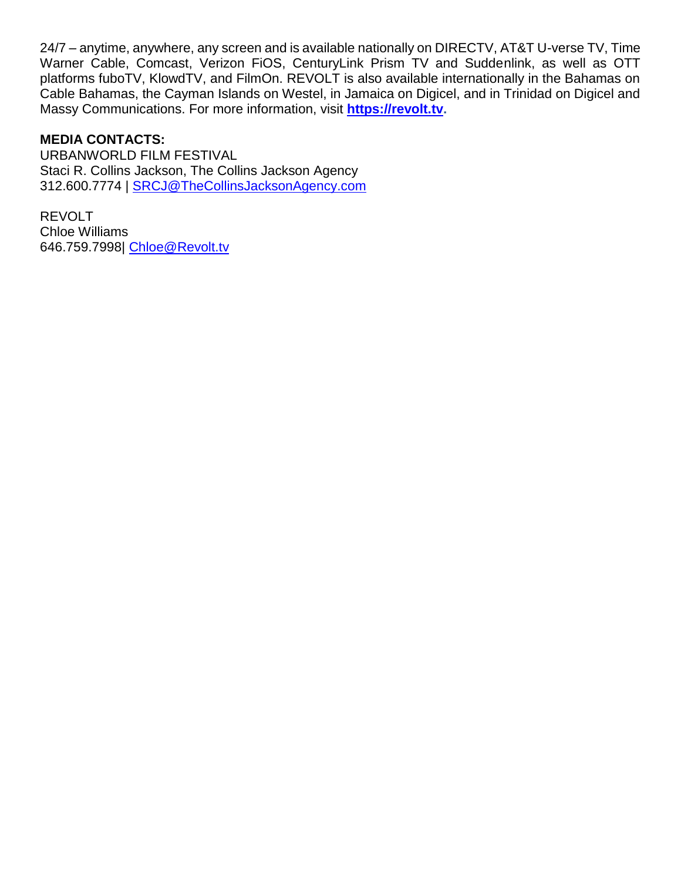24/7 – anytime, anywhere, any screen and is available nationally on DIRECTV, AT&T U-verse TV, Time Warner Cable, Comcast, Verizon FiOS, CenturyLink Prism TV and Suddenlink, as well as OTT platforms fuboTV, KlowdTV, and FilmOn. REVOLT is also available internationally in the Bahamas on Cable Bahamas, the Cayman Islands on Westel, in Jamaica on Digicel, and in Trinidad on Digicel and Massy Communications. For more information, visit **https://revolt.tv.**

**MEDIA CONTACTS:**
URBANWORLD FILM FESTIVAL
Staci R. Collins Jackson, The Collins Jackson Agency
312.600.7774 | SRCJ@TheCollinsJacksonAgency.com

REVOLT
Chloe Williams
646.759.7998| Chloe@Revolt.tv